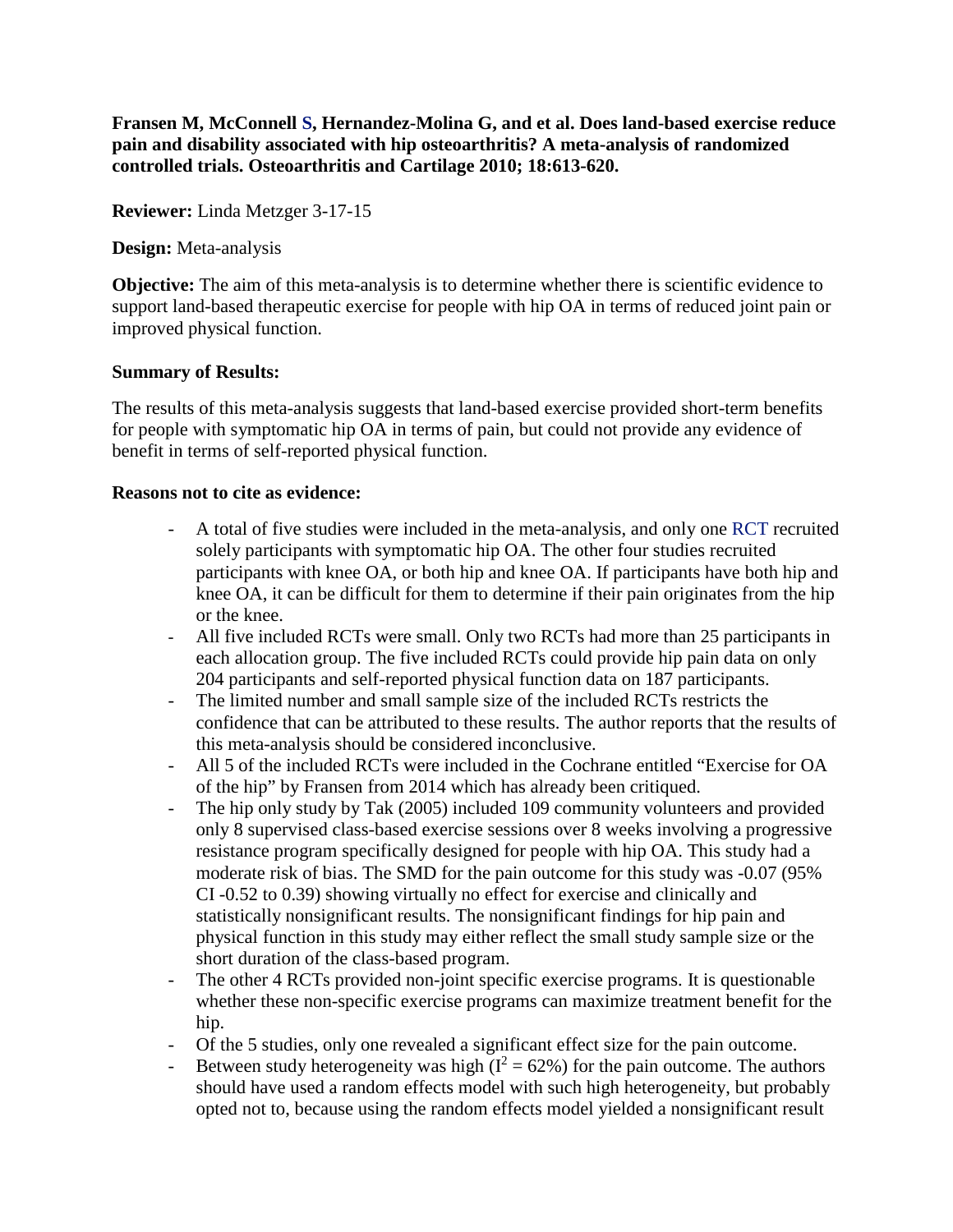**Fransen M, McConnell S, Hernandez-Molina G, and et al. Does land-based exercise reduce pain and disability associated with hip osteoarthritis? A meta-analysis of randomized controlled trials. Osteoarthritis and Cartilage 2010; 18:613-620.**

**Reviewer:** Linda Metzger 3-17-15

**Design:** Meta-analysis

**Objective:** The aim of this meta-analysis is to determine whether there is scientific evidence to support land-based therapeutic exercise for people with hip OA in terms of reduced joint pain or improved physical function.

**Summary of Results:**

The results of this meta-analysis suggests that land-based exercise provided short-term benefits for people with symptomatic hip OA in terms of pain, but could not provide any evidence of benefit in terms of self-reported physical function.

**Reasons not to cite as evidence:**

- A total of five studies were included in the meta-analysis, and only one RCT recruited solely participants with symptomatic hip OA. The other four studies recruited participants with knee OA, or both hip and knee OA. If participants have both hip and knee OA, it can be difficult for them to determine if their pain originates from the hip or the knee.
- All five included RCTs were small. Only two RCTs had more than 25 participants in each allocation group. The five included RCTs could provide hip pain data on only 204 participants and self-reported physical function data on 187 participants.
- The limited number and small sample size of the included RCTs restricts the confidence that can be attributed to these results. The author reports that the results of this meta-analysis should be considered inconclusive.
- All 5 of the included RCTs were included in the Cochrane entitled "Exercise for OA of the hip" by Fransen from 2014 which has already been critiqued.
- The hip only study by Tak (2005) included 109 community volunteers and provided only 8 supervised class-based exercise sessions over 8 weeks involving a progressive resistance program specifically designed for people with hip OA. This study had a moderate risk of bias. The SMD for the pain outcome for this study was -0.07 (95% CI -0.52 to 0.39) showing virtually no effect for exercise and clinically and statistically nonsignificant results. The nonsignificant findings for hip pain and physical function in this study may either reflect the small study sample size or the short duration of the class-based program.
- The other 4 RCTs provided non-joint specific exercise programs. It is questionable whether these non-specific exercise programs can maximize treatment benefit for the hip.
- Of the 5 studies, only one revealed a significant effect size for the pain outcome.
- Between study heterogeneity was high ($I^2 = 62\%$) for the pain outcome. The authors should have used a random effects model with such high heterogeneity, but probably opted not to, because using the random effects model yielded a nonsignificant result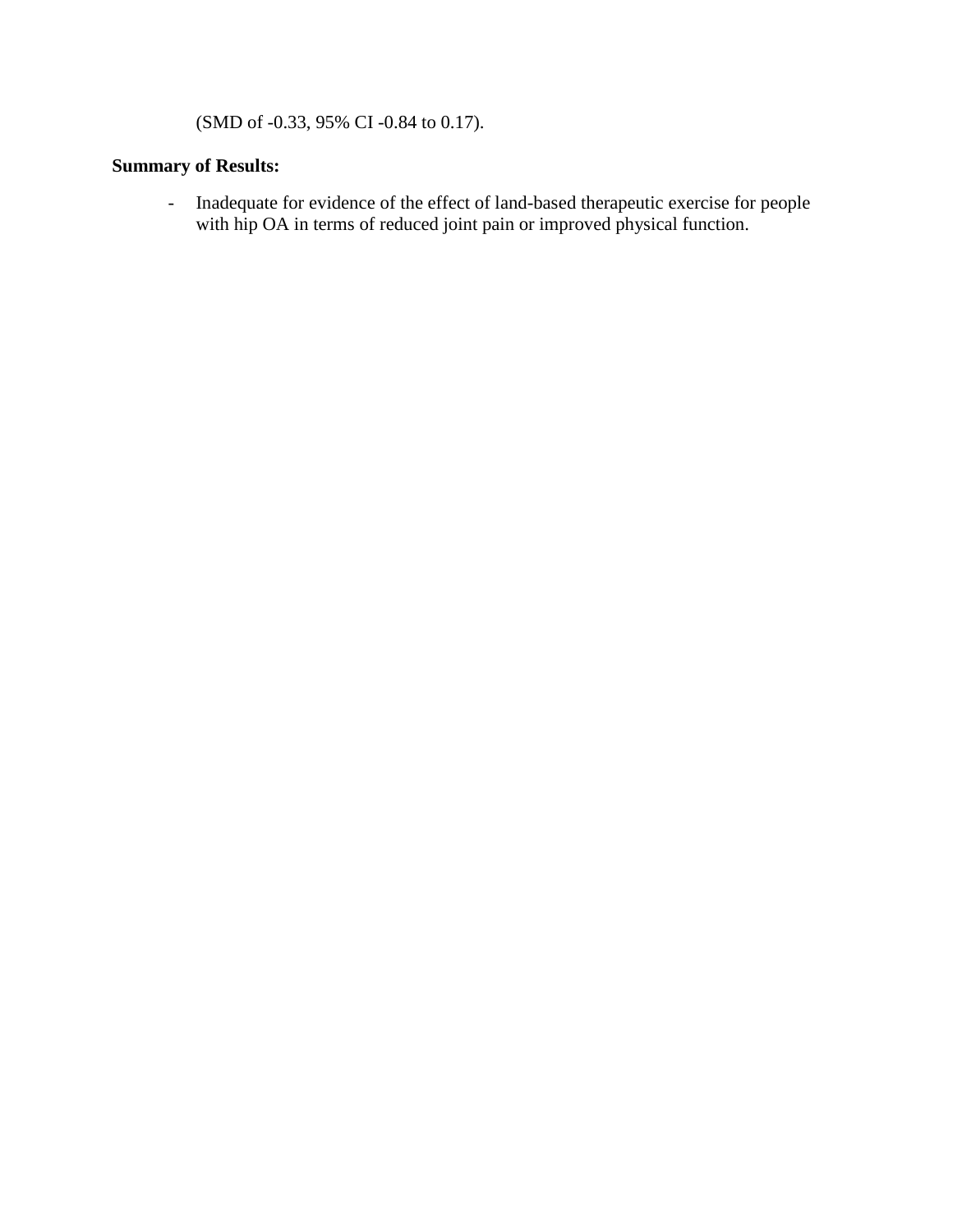(SMD of -0.33, 95% CI -0.84 to 0.17).

**Summary of Results:**

- Inadequate for evidence of the effect of land-based therapeutic exercise for people with hip OA in terms of reduced joint pain or improved physical function.